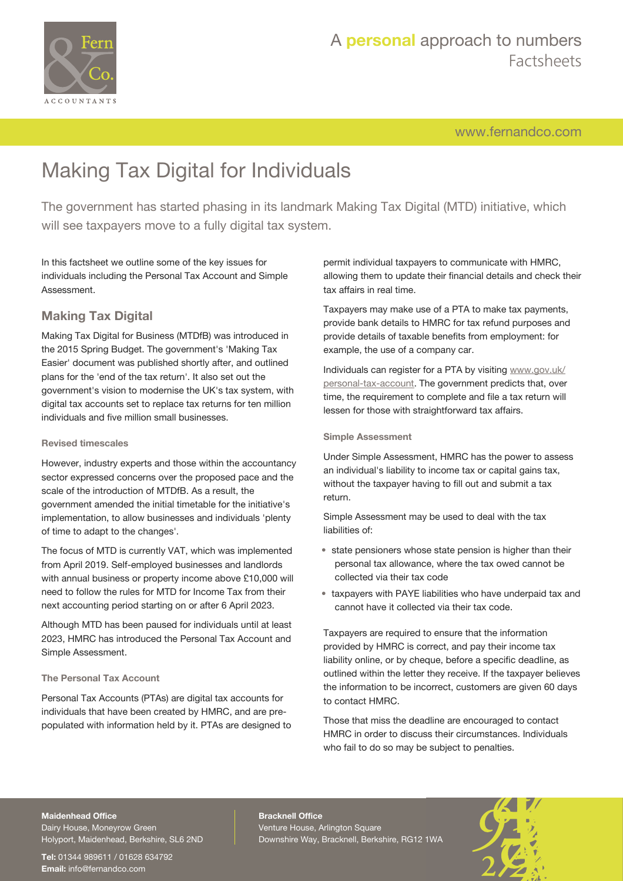# Making Tax Digital for Individuals

The government has started phasing in its landmark Making Tax Digital (MTD) initiative, which will see taxpayers move to a fully digital tax system.

In this factsheet we outline some of the key issues for individuals including the Personal Tax Account and Simple Assessment.

## Making Tax Digital

Making Tax Digital for Business (MTDfB) was introduced in the 2015 Spring Budget. The government's 'Making Tax Easier' document was published shortly after, and outlined plans for the 'end of the tax return'. It also set out the government's vision to modernise the UK's tax system, with digital tax accounts set to replace tax returns for ten million individuals and five million small businesses.

### Revised timescales

However, industry experts and those within the accountancy sector expressed concerns over the proposed pace and the scale of the introduction of MTDfB. As a result, the government amended the initial timetable for the initiative's implementation, to allow businesses and individuals 'plenty of time to adapt to the changes'.

The focus of MTD is currently VAT, which was implemented from April 2019. Self-employed businesses and landlords with annual business or property income above £10,000 will need to follow the rules for MTD for Income Tax from their next accounting period starting on or after 6 April 2023.

Although MTD has been paused for individuals until at least 2023, HMRC has introduced the Personal Tax Account and Simple Assessment.

### The Personal Tax Account

Personal Tax Accounts (PTAs) are digital tax accounts for individuals that have been created by HMRC, and are pre-populated with information held by it. PTAs are designed to permit individual taxpayers to communicate with HMRC, allowing them to update their financial details and check their tax affairs in real time.

Taxpayers may make use of a PTA to make tax payments, provide bank details to HMRC for tax refund purposes and provide details of taxable benefits from employment: for example, the use of a company car.

Individuals can register for a PTA by visiting www.gov.uk/personal-tax-account. The government predicts that, over time, the requirement to complete and file a tax return will lessen for those with straightforward tax affairs.

### Simple Assessment

Under Simple Assessment, HMRC has the power to assess an individual's liability to income tax or capital gains tax, without the taxpayer having to fill out and submit a tax return.

Simple Assessment may be used to deal with the tax liabilities of:

- state pensioners whose state pension is higher than their personal tax allowance, where the tax owed cannot be collected via their tax code
- taxpayers with PAYE liabilities who have underpaid tax and cannot have it collected via their tax code.

Taxpayers are required to ensure that the information provided by HMRC is correct, and pay their income tax liability online, or by cheque, before a specific deadline, as outlined within the letter they receive. If the taxpayer believes the information to be incorrect, customers are given 60 days to contact HMRC.

Those that miss the deadline are encouraged to contact HMRC in order to discuss their circumstances. Individuals who fail to do so may be subject to penalties.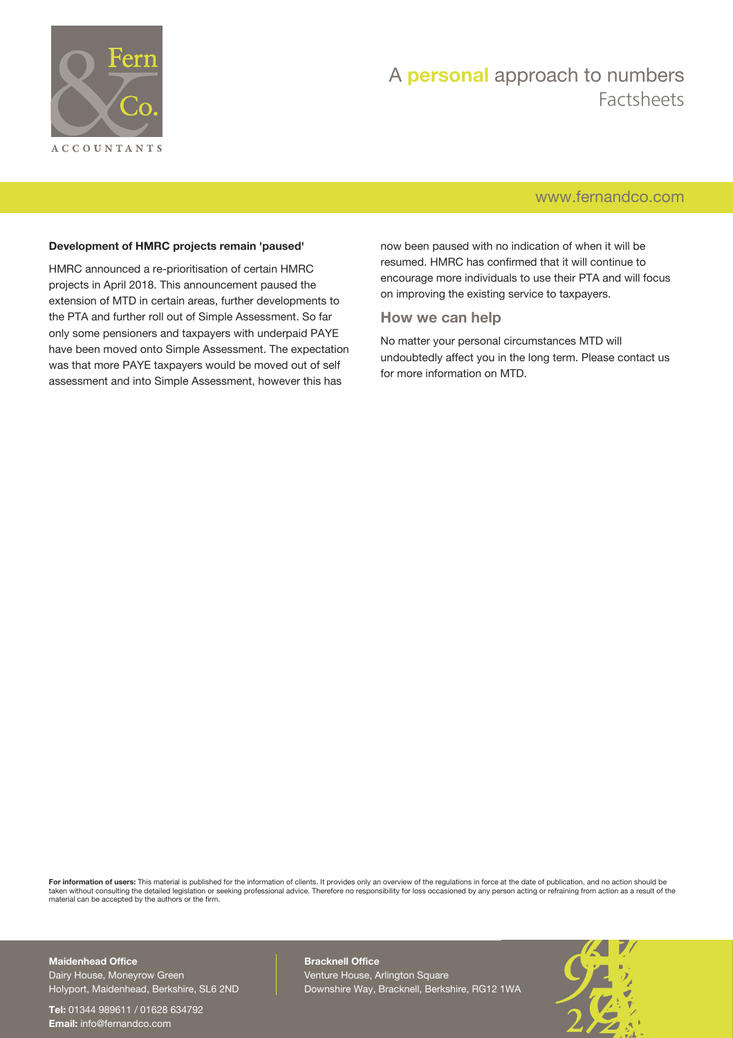**Development of HMRC projects remain 'paused'**

HMRC announced a re-prioritisation of certain HMRC projects in April 2018. This announcement paused the extension of MTD in certain areas, further developments to the PTA and further roll out of Simple Assessment. So far only some pensioners and taxpayers with underpaid PAYE have been moved onto Simple Assessment. The expectation was that more PAYE taxpayers would be moved out of self assessment and into Simple Assessment, however this has now been paused with no indication of when it will be resumed. HMRC has confirmed that it will continue to encourage more individuals to use their PTA and will focus on improving the existing service to taxpayers.

## How we can help

No matter your personal circumstances MTD will undoubtedly affect you in the long term. Please contact us for more information on MTD.

**For information of users:** This material is published for the information of clients. It provides only an overview of the regulations in force at the date of publication, and no action should be taken without consulting the detailed legislation or seeking professional advice. Therefore no responsibility for loss occasioned by any person acting or refraining from action as a result of the material can be accepted by the authors or the firm.